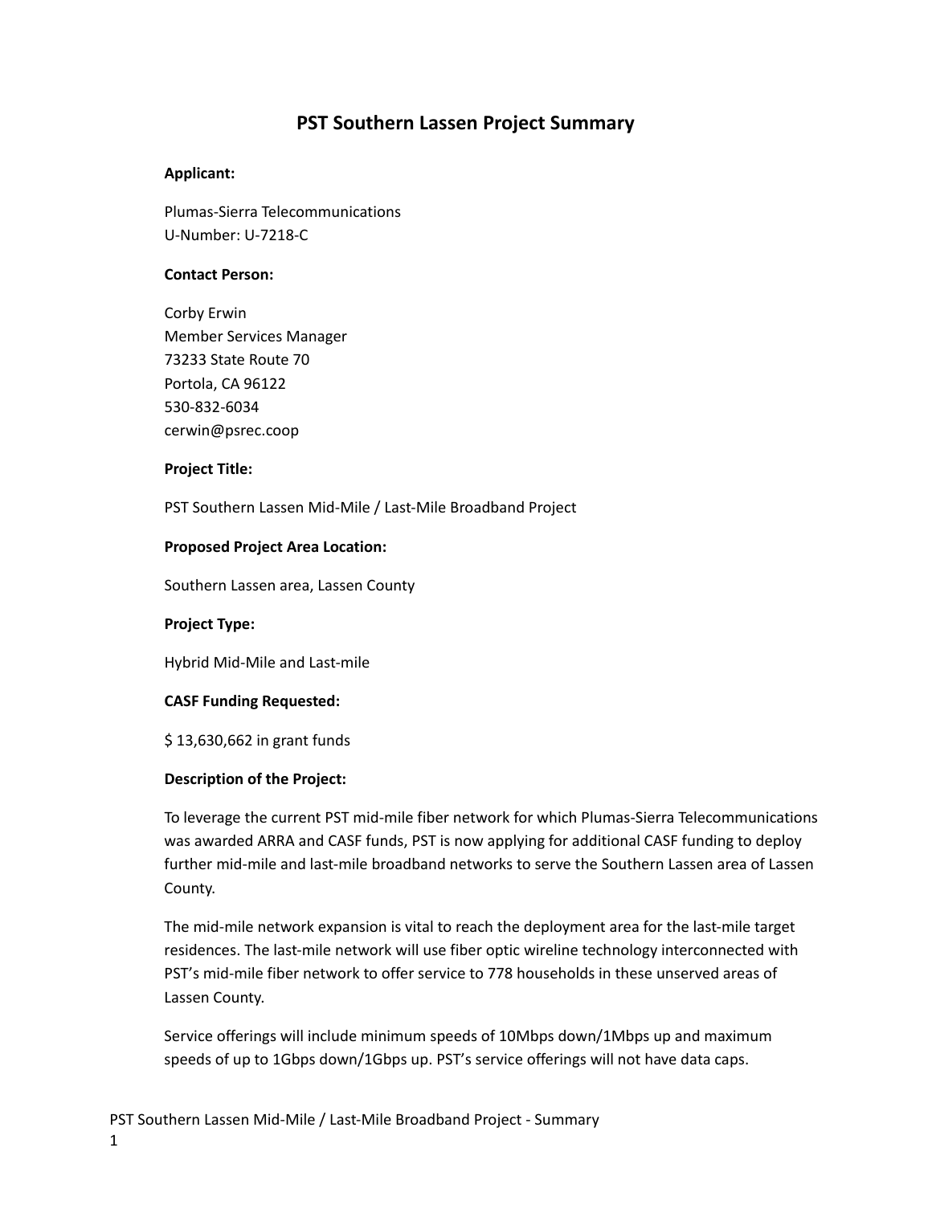# PST Southern Lassen Project Summary

**Applicant:**

Plumas-Sierra Telecommunications
U-Number: U-7218-C

**Contact Person:**

Corby Erwin
Member Services Manager
73233 State Route 70
Portola, CA 96122
530-832-6034
cerwin@psrec.coop

**Project Title:**

PST Southern Lassen Mid-Mile / Last-Mile Broadband Project

**Proposed Project Area Location:**

Southern Lassen area, Lassen County

**Project Type:**

Hybrid Mid-Mile and Last-mile

**CASF Funding Requested:**

$ 13,630,662 in grant funds

**Description of the Project:**

To leverage the current PST mid-mile fiber network for which Plumas-Sierra Telecommunications was awarded ARRA and CASF funds, PST is now applying for additional CASF funding to deploy further mid-mile and last-mile broadband networks to serve the Southern Lassen area of Lassen County.

The mid-mile network expansion is vital to reach the deployment area for the last-mile target residences. The last-mile network will use fiber optic wireline technology interconnected with PST's mid-mile fiber network to offer service to 778 households in these unserved areas of Lassen County.

Service offerings will include minimum speeds of 10Mbps down/1Mbps up and maximum speeds of up to 1Gbps down/1Gbps up. PST's service offerings will not have data caps.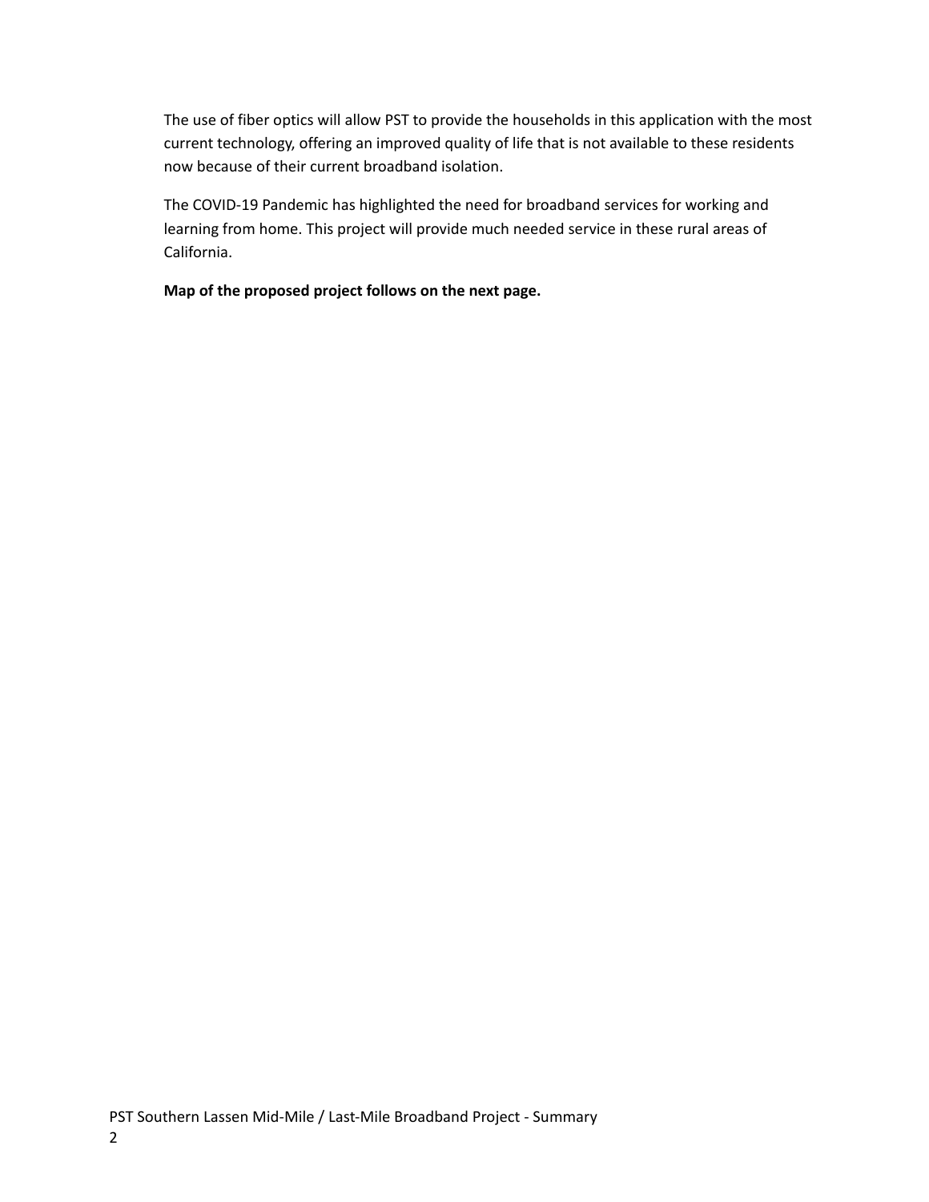The use of fiber optics will allow PST to provide the households in this application with the most current technology, offering an improved quality of life that is not available to these residents now because of their current broadband isolation.

The COVID-19 Pandemic has highlighted the need for broadband services for working and learning from home. This project will provide much needed service in these rural areas of California.

**Map of the proposed project follows on the next page.**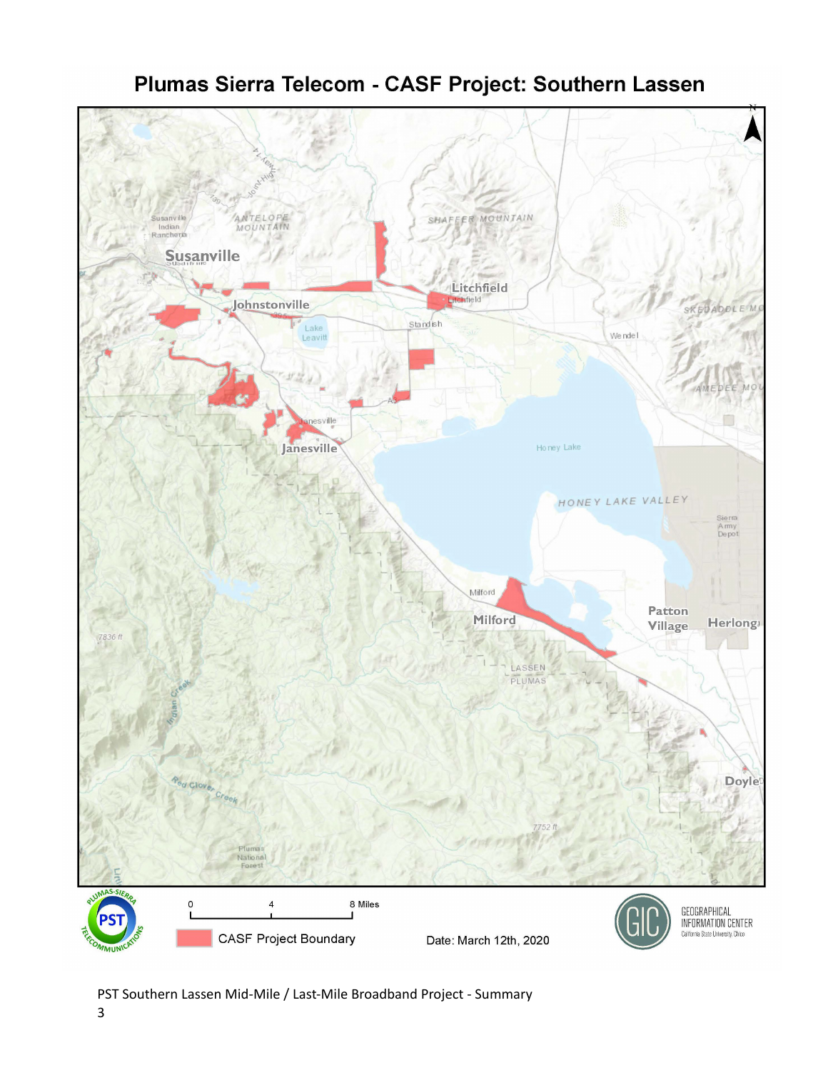# Plumas Sierra Telecom - CASF Project: Southern Lassen

CASF Project Boundary

Date: March 12th, 2020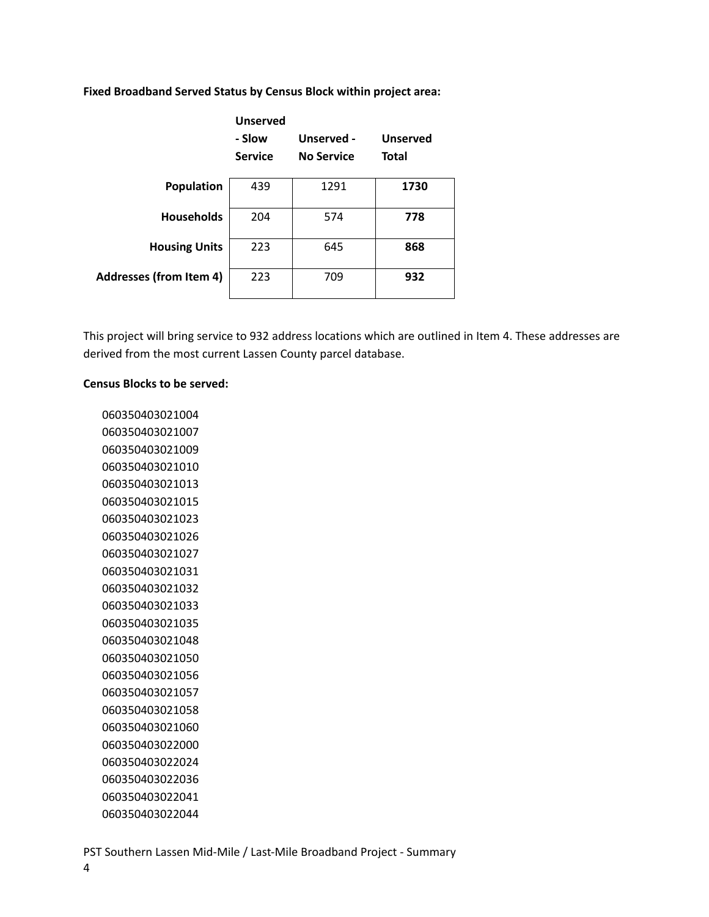**Fixed Broadband Served Status by Census Block within project area:**

| | Unserved - Slow Service | Unserved - No Service | Unserved Total |
|---|---|---|---|
| **Population** | 439 | 1291 | **1730** |
| **Households** | 204 | 574 | **778** |
| **Housing Units** | 223 | 645 | **868** |
| **Addresses (from Item 4)** | 223 | 709 | **932** |

This project will bring service to 932 address locations which are outlined in Item 4. These addresses are derived from the most current Lassen County parcel database.

**Census Blocks to be served:**

060350403021004
060350403021007
060350403021009
060350403021010
060350403021013
060350403021015
060350403021023
060350403021026
060350403021027
060350403021031
060350403021032
060350403021033
060350403021035
060350403021048
060350403021050
060350403021056
060350403021057
060350403021058
060350403021060
060350403022000
060350403022024
060350403022036
060350403022041
060350403022044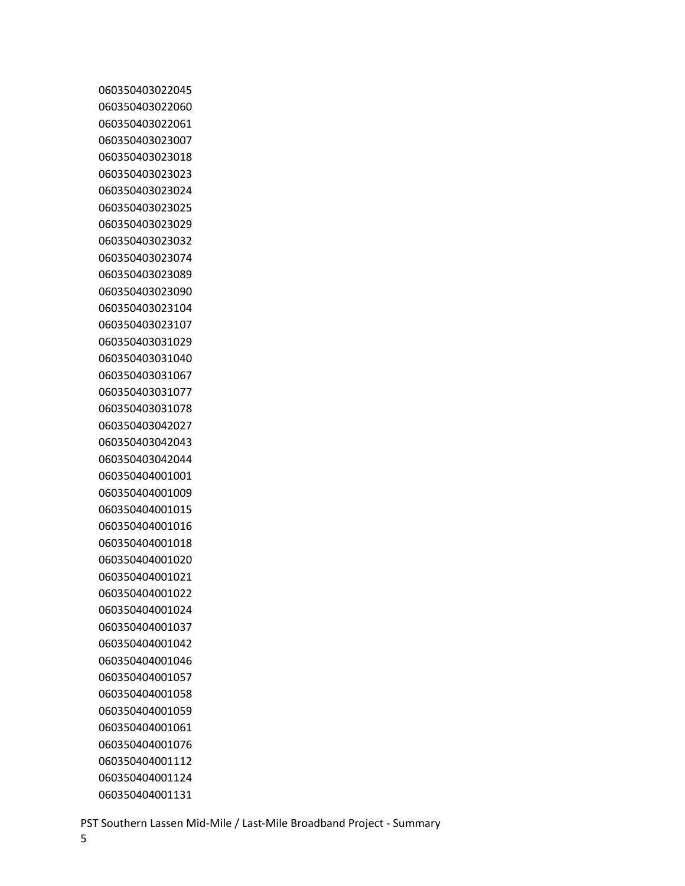060350403022045
060350403022060
060350403022061
060350403023007
060350403023018
060350403023023
060350403023024
060350403023025
060350403023029
060350403023032
060350403023074
060350403023089
060350403023090
060350403023104
060350403023107
060350403031029
060350403031040
060350403031067
060350403031077
060350403031078
060350403042027
060350403042043
060350403042044
060350404001001
060350404001009
060350404001015
060350404001016
060350404001018
060350404001020
060350404001021
060350404001022
060350404001024
060350404001037
060350404001042
060350404001046
060350404001057
060350404001058
060350404001059
060350404001061
060350404001076
060350404001112
060350404001124
060350404001131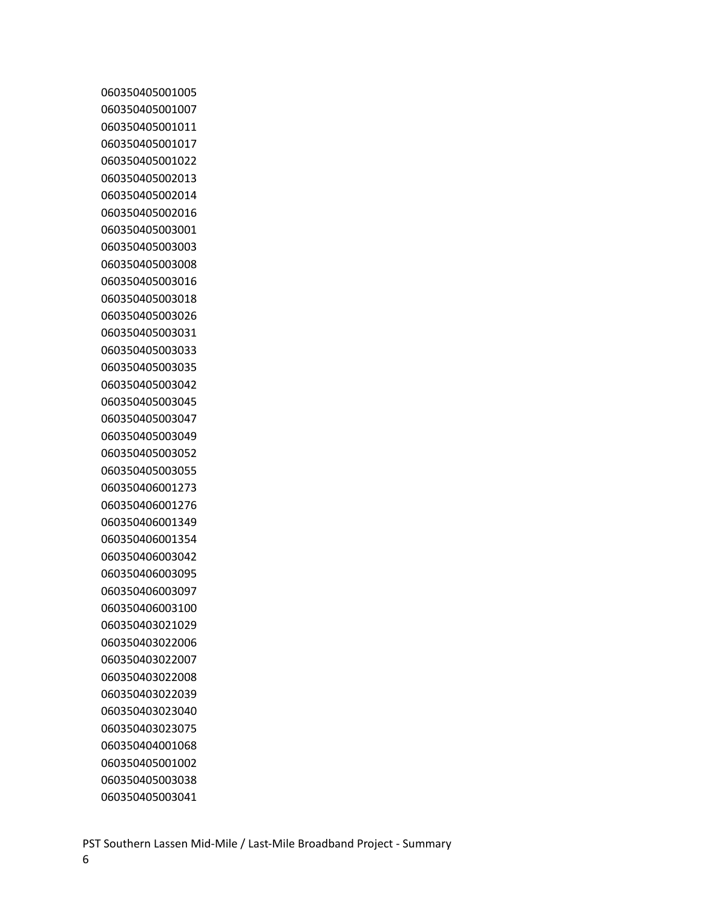060350405001005
060350405001007
060350405001011
060350405001017
060350405001022
060350405002013
060350405002014
060350405002016
060350405003001
060350405003003
060350405003008
060350405003016
060350405003018
060350405003026
060350405003031
060350405003033
060350405003035
060350405003042
060350405003045
060350405003047
060350405003049
060350405003052
060350405003055
060350406001273
060350406001276
060350406001349
060350406001354
060350406003042
060350406003095
060350406003097
060350406003100
060350403021029
060350403022006
060350403022007
060350403022008
060350403022039
060350403023040
060350403023075
060350404001068
060350405001002
060350405003038
060350405003041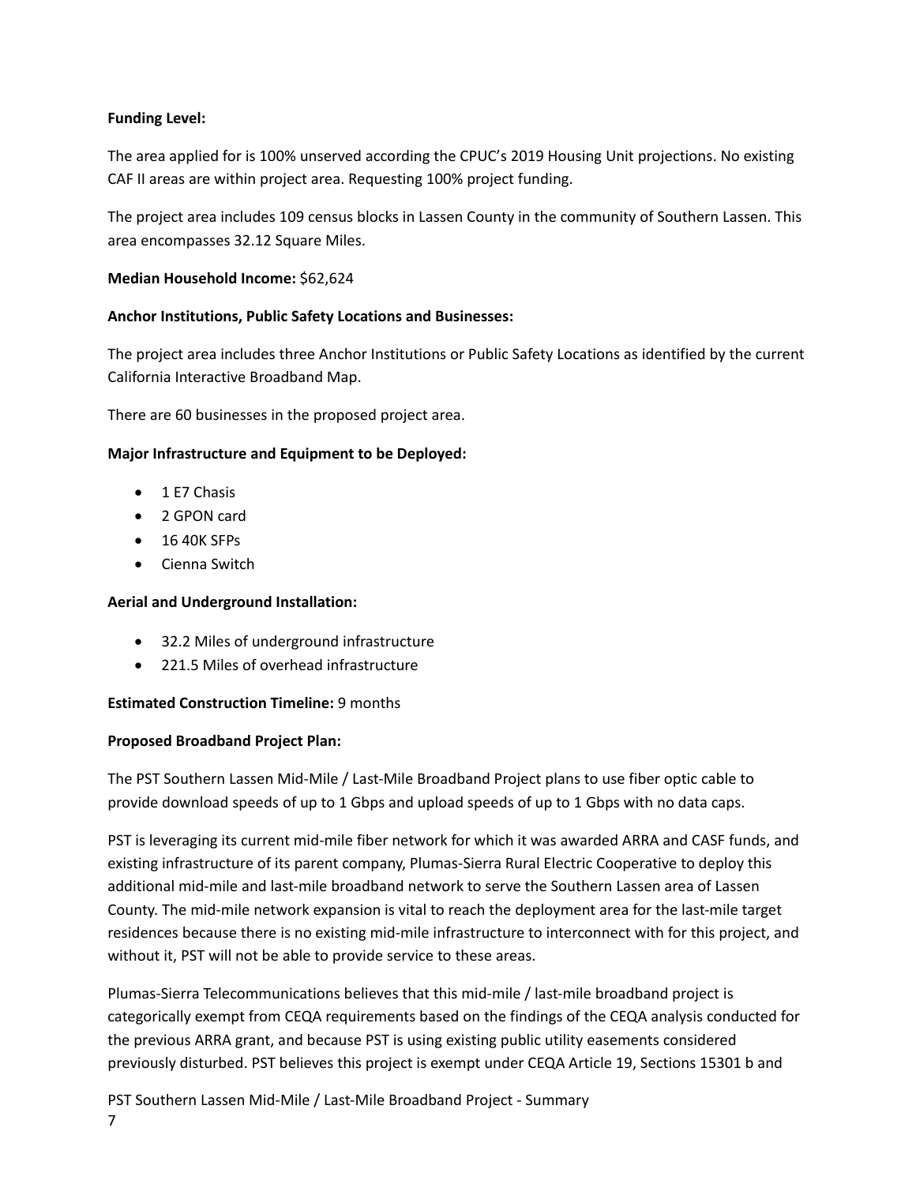**Funding Level:**

The area applied for is 100% unserved according the CPUC's 2019 Housing Unit projections. No existing CAF II areas are within project area. Requesting 100% project funding.

The project area includes 109 census blocks in Lassen County in the community of Southern Lassen. This area encompasses 32.12 Square Miles.

**Median Household Income:** $62,624

**Anchor Institutions, Public Safety Locations and Businesses:**

The project area includes three Anchor Institutions or Public Safety Locations as identified by the current California Interactive Broadband Map.

There are 60 businesses in the proposed project area.

**Major Infrastructure and Equipment to be Deployed:**

- 1 E7 Chasis
- 2 GPON card
- 16 40K SFPs
- Cienna Switch

**Aerial and Underground Installation:**

- 32.2 Miles of underground infrastructure
- 221.5 Miles of overhead infrastructure

**Estimated Construction Timeline:** 9 months

**Proposed Broadband Project Plan:**

The PST Southern Lassen Mid-Mile / Last-Mile Broadband Project plans to use fiber optic cable to provide download speeds of up to 1 Gbps and upload speeds of up to 1 Gbps with no data caps.

PST is leveraging its current mid-mile fiber network for which it was awarded ARRA and CASF funds, and existing infrastructure of its parent company, Plumas-Sierra Rural Electric Cooperative to deploy this additional mid-mile and last-mile broadband network to serve the Southern Lassen area of Lassen County. The mid-mile network expansion is vital to reach the deployment area for the last-mile target residences because there is no existing mid-mile infrastructure to interconnect with for this project, and without it, PST will not be able to provide service to these areas.

Plumas-Sierra Telecommunications believes that this mid-mile / last-mile broadband project is categorically exempt from CEQA requirements based on the findings of the CEQA analysis conducted for the previous ARRA grant, and because PST is using existing public utility easements considered previously disturbed. PST believes this project is exempt under CEQA Article 19, Sections 15301 b and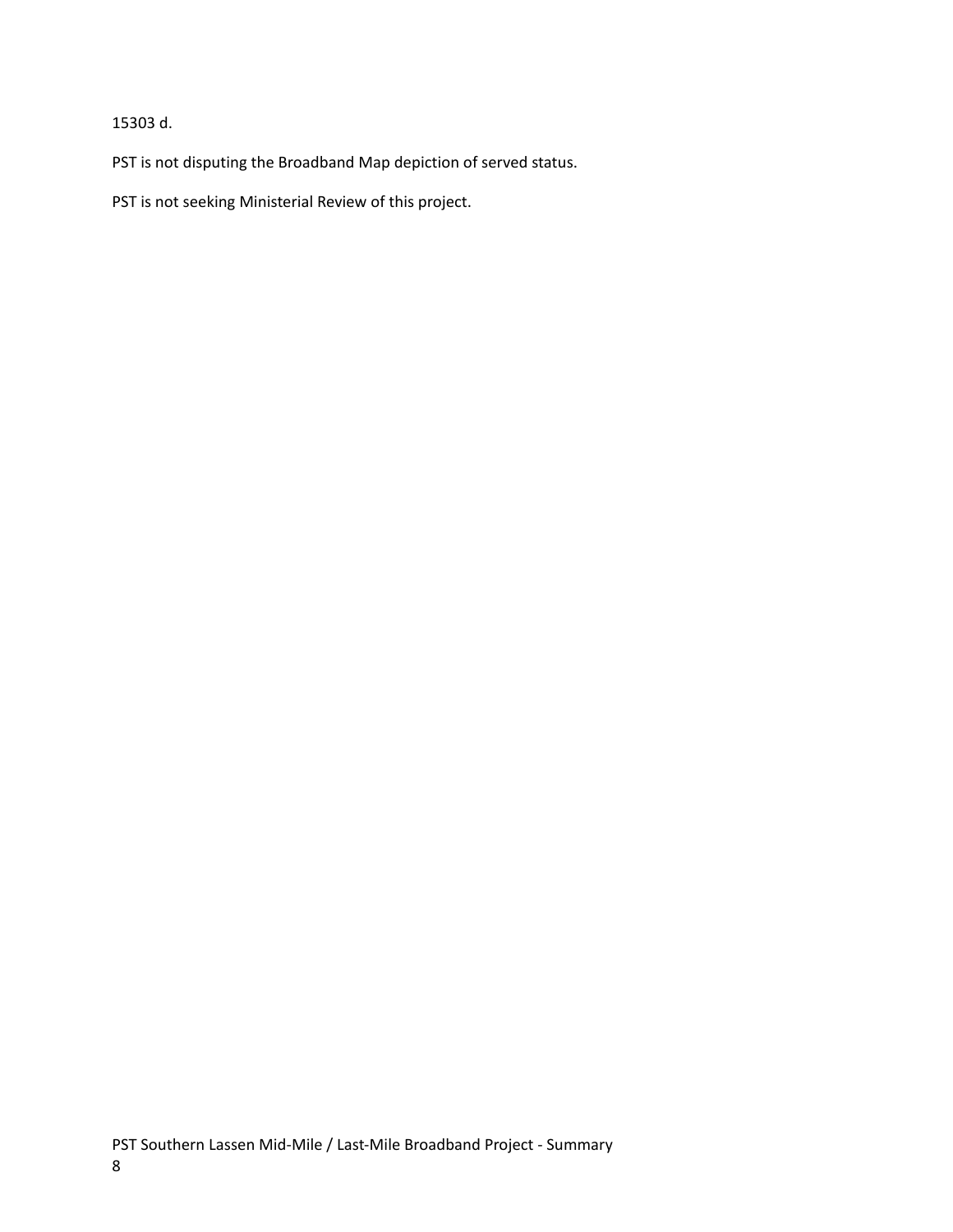15303 d.

PST is not disputing the Broadband Map depiction of served status.

PST is not seeking Ministerial Review of this project.